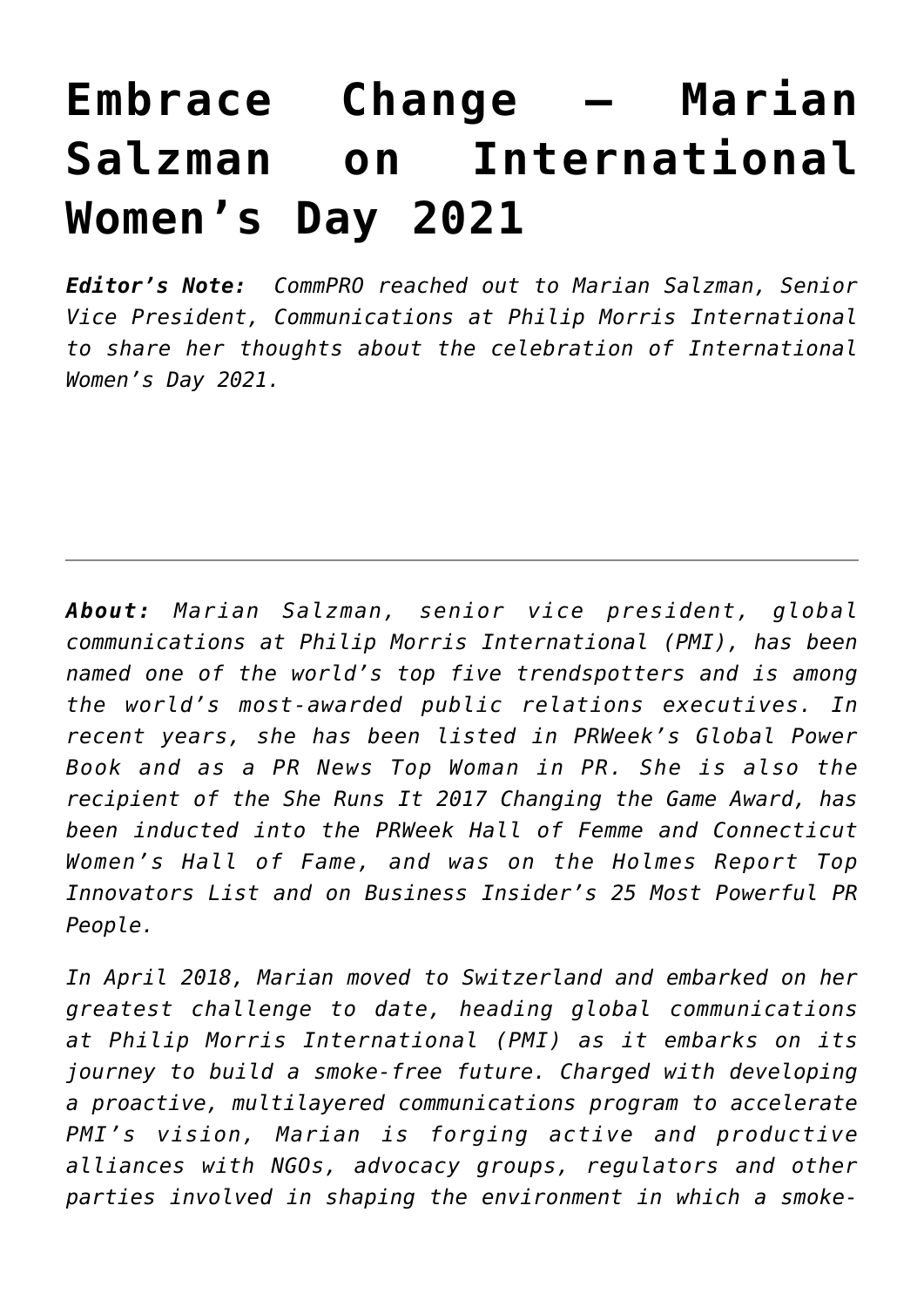# Embrace Change – Marian Salzman on International Women's Day 2021

***Editor's Note:*** *CommPRO reached out to Marian Salzman, Senior Vice President, Communications at Philip Morris International to share her thoughts about the celebration of International Women's Day 2021.*

---

***About:*** *Marian Salzman, senior vice president, global communications at Philip Morris International (PMI), has been named one of the world's top five trendspotters and is among the world's most-awarded public relations executives. In recent years, she has been listed in PRWeek's Global Power Book and as a PR News Top Woman in PR. She is also the recipient of the She Runs It 2017 Changing the Game Award, has been inducted into the PRWeek Hall of Femme and Connecticut Women's Hall of Fame, and was on the Holmes Report Top Innovators List and on Business Insider's 25 Most Powerful PR People.*

*In April 2018, Marian moved to Switzerland and embarked on her greatest challenge to date, heading global communications at Philip Morris International (PMI) as it embarks on its journey to build a smoke-free future. Charged with developing a proactive, multilayered communications program to accelerate PMI's vision, Marian is forging active and productive alliances with NGOs, advocacy groups, regulators and other parties involved in shaping the environment in which a smoke-*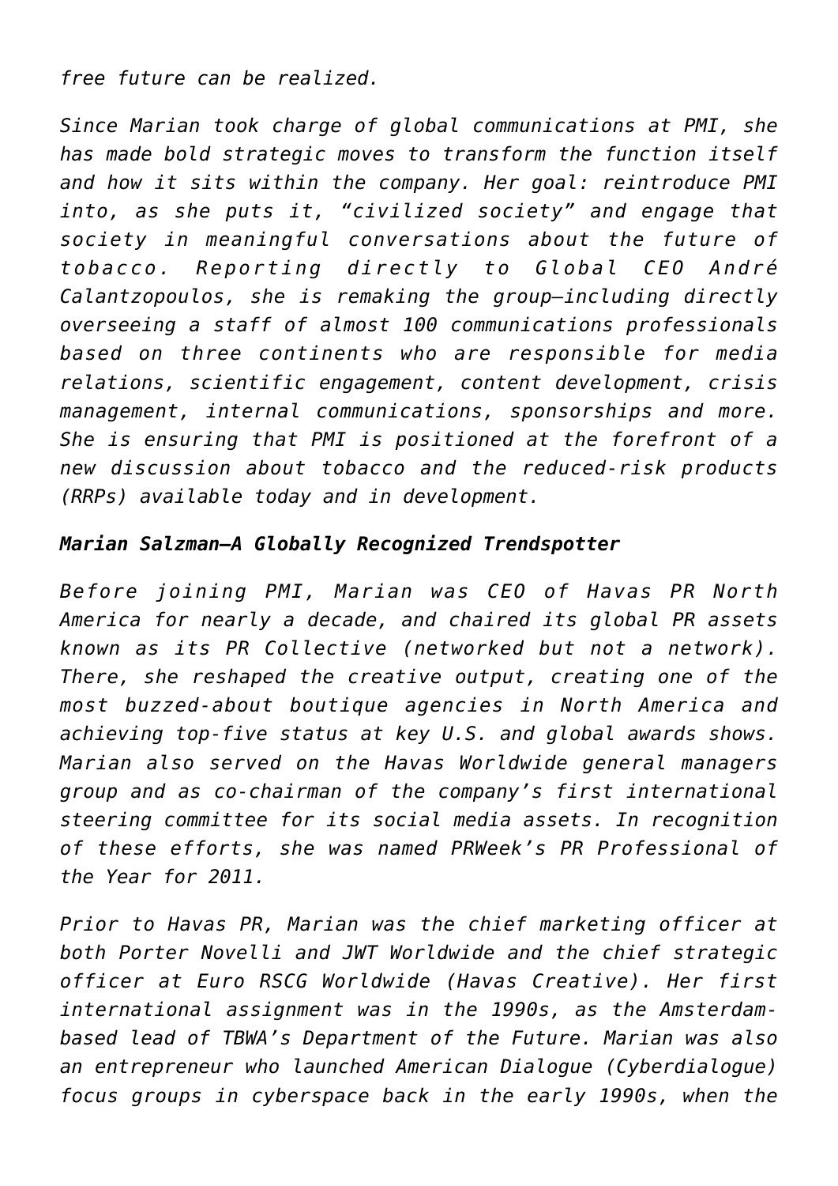*free future can be realized.*

*Since Marian took charge of global communications at PMI, she has made bold strategic moves to transform the function itself and how it sits within the company. Her goal: reintroduce PMI into, as she puts it, "civilized society" and engage that society in meaningful conversations about the future of tobacco. Reporting directly to Global CEO André Calantzopoulos, she is remaking the group—including directly overseeing a staff of almost 100 communications professionals based on three continents who are responsible for media relations, scientific engagement, content development, crisis management, internal communications, sponsorships and more. She is ensuring that PMI is positioned at the forefront of a new discussion about tobacco and the reduced-risk products (RRPs) available today and in development.*

***Marian Salzman—A Globally Recognized Trendspotter***

*Before joining PMI, Marian was CEO of Havas PR North America for nearly a decade, and chaired its global PR assets known as its PR Collective (networked but not a network). There, she reshaped the creative output, creating one of the most buzzed-about boutique agencies in North America and achieving top-five status at key U.S. and global awards shows. Marian also served on the Havas Worldwide general managers group and as co-chairman of the company's first international steering committee for its social media assets. In recognition of these efforts, she was named PRWeek's PR Professional of the Year for 2011.*

*Prior to Havas PR, Marian was the chief marketing officer at both Porter Novelli and JWT Worldwide and the chief strategic officer at Euro RSCG Worldwide (Havas Creative). Her first international assignment was in the 1990s, as the Amsterdam-based lead of TBWA's Department of the Future. Marian was also an entrepreneur who launched American Dialogue (Cyberdialogue) focus groups in cyberspace back in the early 1990s, when the*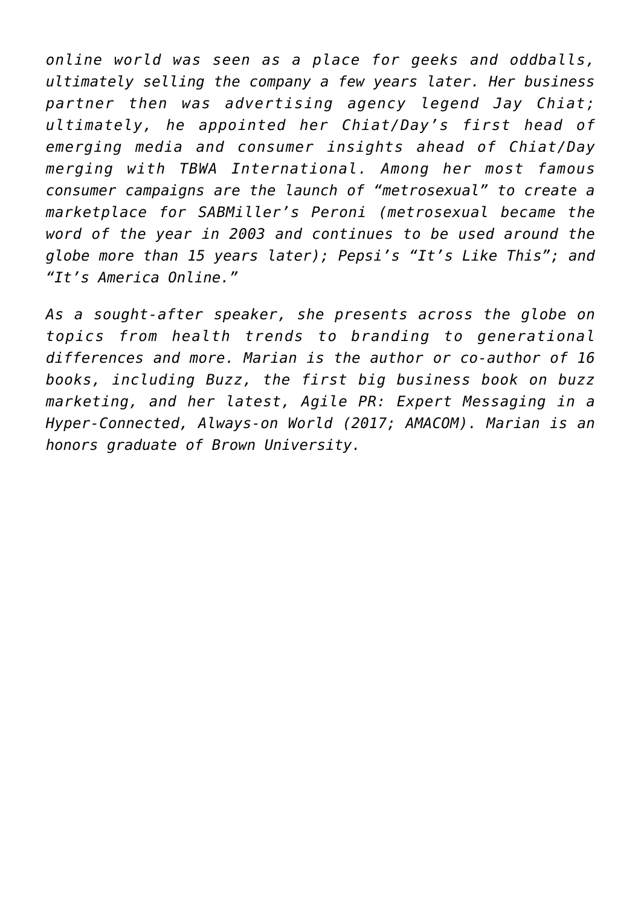*online world was seen as a place for geeks and oddballs, ultimately selling the company a few years later. Her business partner then was advertising agency legend Jay Chiat; ultimately, he appointed her Chiat/Day's first head of emerging media and consumer insights ahead of Chiat/Day merging with TBWA International. Among her most famous consumer campaigns are the launch of "metrosexual" to create a marketplace for SABMiller's Peroni (metrosexual became the word of the year in 2003 and continues to be used around the globe more than 15 years later); Pepsi's "It's Like This"; and "It's America Online."*

*As a sought-after speaker, she presents across the globe on topics from health trends to branding to generational differences and more. Marian is the author or co-author of 16 books, including Buzz, the first big business book on buzz marketing, and her latest, Agile PR: Expert Messaging in a Hyper-Connected, Always-on World (2017; AMACOM). Marian is an honors graduate of Brown University.*